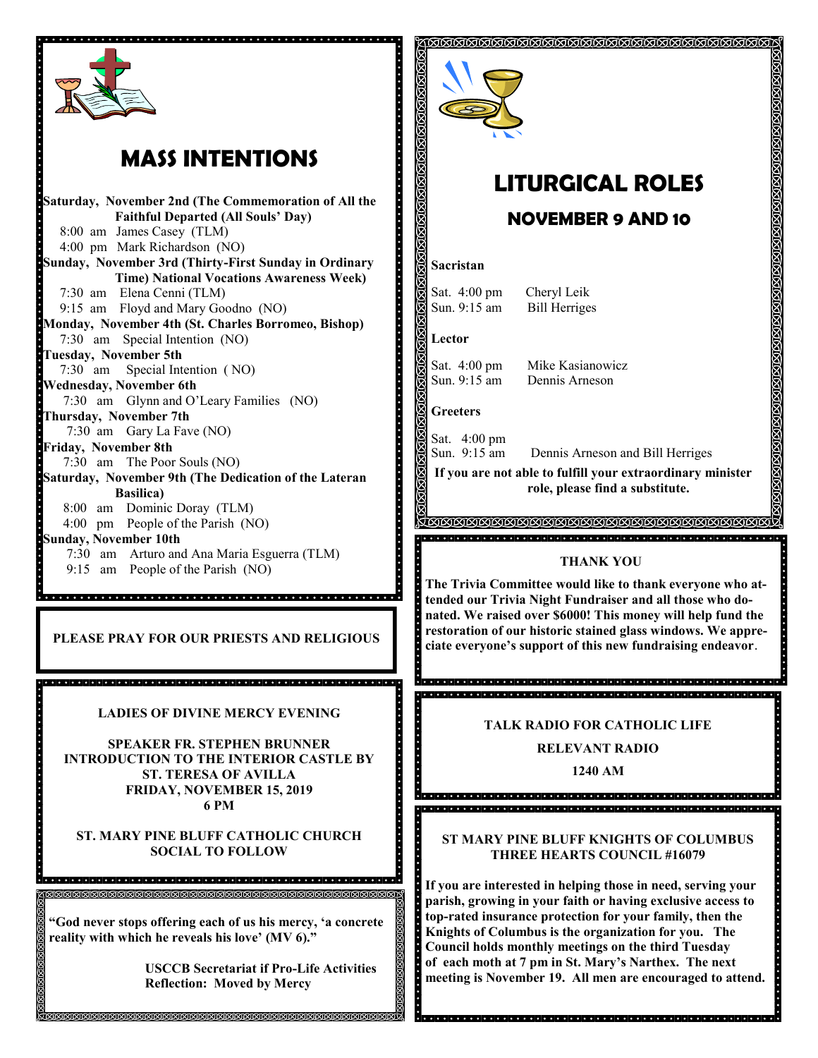# MASS INTENTIONS

**Saturday, November 2nd (The Commemoration of All the Faithful Departed (All Souls' Day)**
8:00 am James Casey (TLM)
4:00 pm Mark Richardson (NO)

**Sunday, November 3rd (Thirty-First Sunday in Ordinary Time) National Vocations Awareness Week)**
7:30 am Elena Cenni (TLM)
9:15 am Floyd and Mary Goodno (NO)

**Monday, November 4th (St. Charles Borromeo, Bishop)**
7:30 am Special Intention (NO)

**Tuesday, November 5th**
7:30 am Special Intention ( NO)

**Wednesday, November 6th**
7:30 am Glynn and O'Leary Families (NO)

**Thursday, November 7th**
7:30 am Gary La Fave (NO)

**Friday, November 8th**
7:30 am The Poor Souls (NO)

**Saturday, November 9th (The Dedication of the Lateran Basilica)**
8:00 am Dominic Doray (TLM)
4:00 pm People of the Parish (NO)

**Sunday, November 10th**
7:30 am Arturo and Ana Maria Esguerra (TLM)
9:15 am People of the Parish (NO)

**PLEASE PRAY FOR OUR PRIESTS AND RELIGIOUS**

**LADIES OF DIVINE MERCY EVENING**

**SPEAKER FR. STEPHEN BRUNNER**
**INTRODUCTION TO THE INTERIOR CASTLE BY ST. TERESA OF AVILLA**
**FRIDAY, NOVEMBER 15, 2019**
**6 PM**

**ST. MARY PINE BLUFF CATHOLIC CHURCH**
**SOCIAL TO FOLLOW**

**"God never stops offering each of us his mercy, 'a concrete reality with which he reveals his love' (MV 6)."**

**USCCB Secretariat if Pro-Life Activities**
**Reflection: Moved by Mercy**

# LITURGICAL ROLES

## NOVEMBER 9 AND 10

**Sacristan**

Sat. 4:00 pm Cheryl Leik
Sun. 9:15 am Bill Herriges

**Lector**

Sat. 4:00 pm Mike Kasianowicz
Sun. 9:15 am Dennis Arneson

**Greeters**

Sat. 4:00 pm
Sun. 9:15 am Dennis Arneson and Bill Herriges

**If you are not able to fulfill your extraordinary minister role, please find a substitute.**

**THANK YOU**

**The Trivia Committee would like to thank everyone who attended our Trivia Night Fundraiser and all those who donated. We raised over $6000! This money will help fund the restoration of our historic stained glass windows. We appreciate everyone's support of this new fundraising endeavor.**

**TALK RADIO FOR CATHOLIC LIFE**

**RELEVANT RADIO**

**1240 AM**

**ST MARY PINE BLUFF KNIGHTS OF COLUMBUS THREE HEARTS COUNCIL #16079**

**If you are interested in helping those in need, serving your parish, growing in your faith or having exclusive access to top-rated insurance protection for your family, then the Knights of Columbus is the organization for you. The Council holds monthly meetings on the third Tuesday of each moth at 7 pm in St. Mary's Narthex. The next meeting is November 19. All men are encouraged to attend.**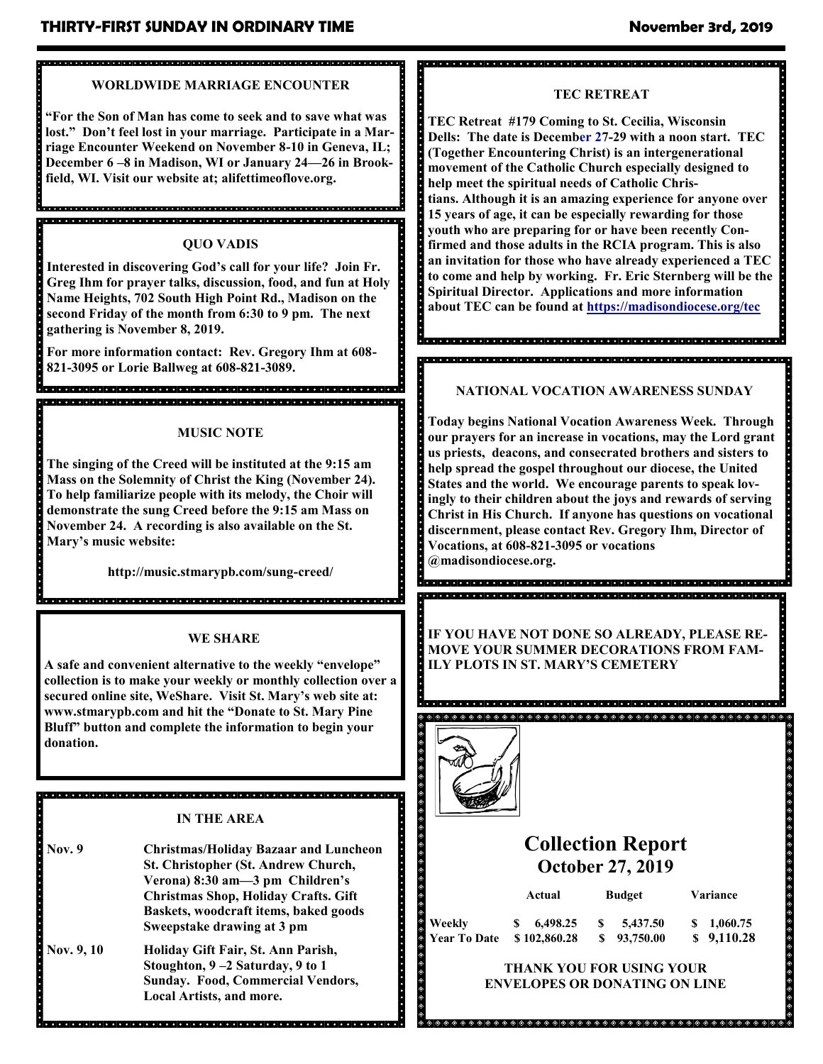### WORLDWIDE MARRIAGE ENCOUNTER

**"For the Son of Man has come to seek and to save what was lost." Don't feel lost in your marriage. Participate in a Marriage Encounter Weekend on November 8-10 in Geneva, IL; December 6 –8 in Madison, WI or January 24—26 in Brookfield, WI. Visit our website at; alifettimeoflove.org.**

### QUO VADIS

**Interested in discovering God's call for your life? Join Fr. Greg Ihm for prayer talks, discussion, food, and fun at Holy Name Heights, 702 South High Point Rd., Madison on the second Friday of the month from 6:30 to 9 pm. The next gathering is November 8, 2019.**

**For more information contact: Rev. Gregory Ihm at 608-821-3095 or Lorie Ballweg at 608-821-3089.**

### MUSIC NOTE

**The singing of the Creed will be instituted at the 9:15 am Mass on the Solemnity of Christ the King (November 24). To help familiarize people with its melody, the Choir will demonstrate the sung Creed before the 9:15 am Mass on November 24. A recording is also available on the St. Mary's music website:**

**http://music.stmarypb.com/sung-creed/**

### WE SHARE

**A safe and convenient alternative to the weekly "envelope" collection is to make your weekly or monthly collection over a secured online site, WeShare. Visit St. Mary's web site at: www.stmarypb.com and hit the "Donate to St. Mary Pine Bluff" button and complete the information to begin your donation.**

### IN THE AREA

| | |
|---|---|
| **Nov. 9** | **Christmas/Holiday Bazaar and Luncheon St. Christopher (St. Andrew Church, Verona) 8:30 am—3 pm Children's Christmas Shop, Holiday Crafts. Gift Baskets, woodcraft items, baked goods Sweepstake drawing at 3 pm** |
| **Nov. 9, 10** | **Holiday Gift Fair, St. Ann Parish, Stoughton, 9 –2 Saturday, 9 to 1 Sunday. Food, Commercial Vendors, Local Artists, and more.** |

### TEC RETREAT

**TEC Retreat #179 Coming to St. Cecilia, Wisconsin Dells: The date is December 27-29 with a noon start. TEC (Together Encountering Christ) is an intergenerational movement of the Catholic Church especially designed to help meet the spiritual needs of Catholic Christians. Although it is an amazing experience for anyone over 15 years of age, it can be especially rewarding for those youth who are preparing for or have been recently Confirmed and those adults in the RCIA program. This is also an invitation for those who have already experienced a TEC to come and help by working. Fr. Eric Sternberg will be the Spiritual Director. Applications and more information about TEC can be found at https://madisondiocese.org/tec**

### NATIONAL VOCATION AWARENESS SUNDAY

**Today begins National Vocation Awareness Week. Through our prayers for an increase in vocations, may the Lord grant us priests, deacons, and consecrated brothers and sisters to help spread the gospel throughout our diocese, the United States and the world. We encourage parents to speak lovingly to their children about the joys and rewards of serving Christ in His Church. If anyone has questions on vocational discernment, please contact Rev. Gregory Ihm, Director of Vocations, at 608-821-3095 or vocations @madisondiocese.org.**

**IF YOU HAVE NOT DONE SO ALREADY, PLEASE REMOVE YOUR SUMMER DECORATIONS FROM FAMILY PLOTS IN ST. MARY'S CEMETERY**

## Collection Report
### October 27, 2019

| | Actual | Budget | Variance |
|---|---|---|---|
| **Weekly** | $ 6,498.25 | $ 5,437.50 | $ 1,060.75 |
| **Year To Date** | $ 102,860.28 | $ 93,750.00 | $ 9,110.28 |

**THANK YOU FOR USING YOUR ENVELOPES OR DONATING ON LINE**